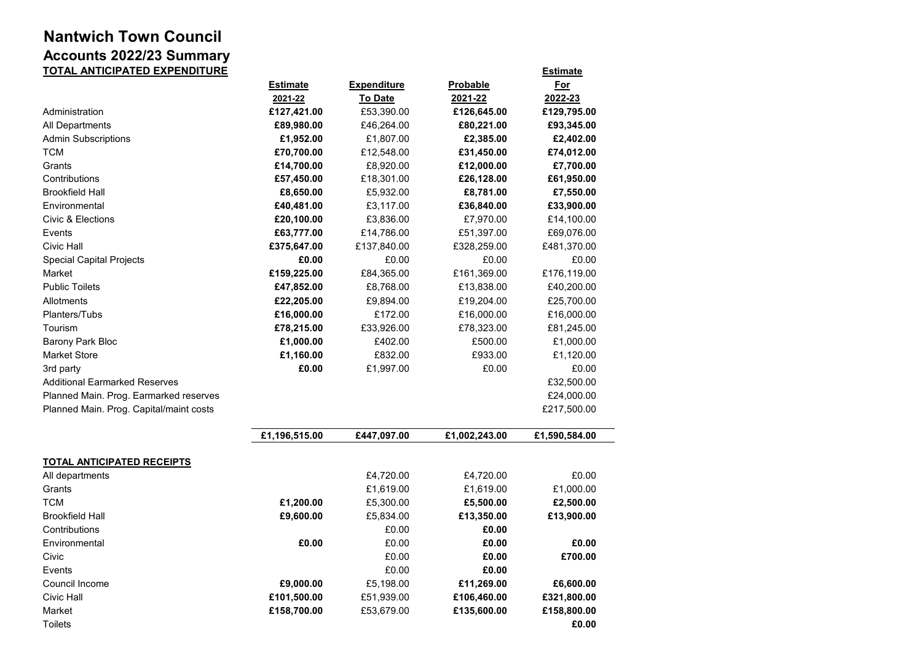# Nantwich Town Council

## Accounts 2022/23 Summary

**TOTAL ANTICIPATED EXPENDITURE**

| | **Estimate 2021-22** | **Expenditure To Date** | **Probable 2021-22** | **Estimate For 2022-23** |
|---|---|---|---|---|
| Administration | **£127,421.00** | £53,390.00 | **£126,645.00** | **£129,795.00** |
| All Departments | **£89,980.00** | £46,264.00 | **£80,221.00** | **£93,345.00** |
| Admin Subscriptions | **£1,952.00** | £1,807.00 | **£2,385.00** | **£2,402.00** |
| TCM | **£70,700.00** | £12,548.00 | **£31,450.00** | **£74,012.00** |
| Grants | **£14,700.00** | £8,920.00 | **£12,000.00** | **£7,700.00** |
| Contributions | **£57,450.00** | £18,301.00 | **£26,128.00** | **£61,950.00** |
| Brookfield Hall | **£8,650.00** | £5,932.00 | **£8,781.00** | **£7,550.00** |
| Environmental | **£40,481.00** | £3,117.00 | **£36,840.00** | **£33,900.00** |
| Civic & Elections | **£20,100.00** | £3,836.00 | £7,970.00 | £14,100.00 |
| Events | **£63,777.00** | £14,786.00 | £51,397.00 | £69,076.00 |
| Civic Hall | **£375,647.00** | £137,840.00 | £328,259.00 | £481,370.00 |
| Special Capital Projects | **£0.00** | £0.00 | £0.00 | £0.00 |
| Market | **£159,225.00** | £84,365.00 | £161,369.00 | £176,119.00 |
| Public Toilets | **£47,852.00** | £8,768.00 | £13,838.00 | £40,200.00 |
| Allotments | **£22,205.00** | £9,894.00 | £19,204.00 | £25,700.00 |
| Planters/Tubs | **£16,000.00** | £172.00 | £16,000.00 | £16,000.00 |
| Tourism | **£78,215.00** | £33,926.00 | £78,323.00 | £81,245.00 |
| Barony Park Bloc | **£1,000.00** | £402.00 | £500.00 | £1,000.00 |
| Market Store | **£1,160.00** | £832.00 | £933.00 | £1,120.00 |
| 3rd party | **£0.00** | £1,997.00 | £0.00 | £0.00 |
| Additional Earmarked Reserves | | | | £32,500.00 |
| Planned Main. Prog. Earmarked reserves | | | | £24,000.00 |
| Planned Main. Prog. Capital/maint costs | | | | £217,500.00 |
| | **£1,196,515.00** | **£447,097.00** | **£1,002,243.00** | **£1,590,584.00** |

**TOTAL ANTICIPATED RECEIPTS**

| | **Estimate 2021-22** | **Expenditure To Date** | **Probable 2021-22** | **Estimate For 2022-23** |
|---|---|---|---|---|
| All departments | | £4,720.00 | £4,720.00 | £0.00 |
| Grants | | £1,619.00 | £1,619.00 | £1,000.00 |
| TCM | **£1,200.00** | £5,300.00 | **£5,500.00** | **£2,500.00** |
| Brookfield Hall | **£9,600.00** | £5,834.00 | **£13,350.00** | **£13,900.00** |
| Contributions | | £0.00 | **£0.00** | |
| Environmental | **£0.00** | £0.00 | **£0.00** | **£0.00** |
| Civic | | £0.00 | **£0.00** | **£700.00** |
| Events | | £0.00 | **£0.00** | |
| Council Income | **£9,000.00** | £5,198.00 | **£11,269.00** | **£6,600.00** |
| Civic Hall | **£101,500.00** | £51,939.00 | **£106,460.00** | **£321,800.00** |
| Market | **£158,700.00** | £53,679.00 | **£135,600.00** | **£158,800.00** |
| Toilets | | | | **£0.00** |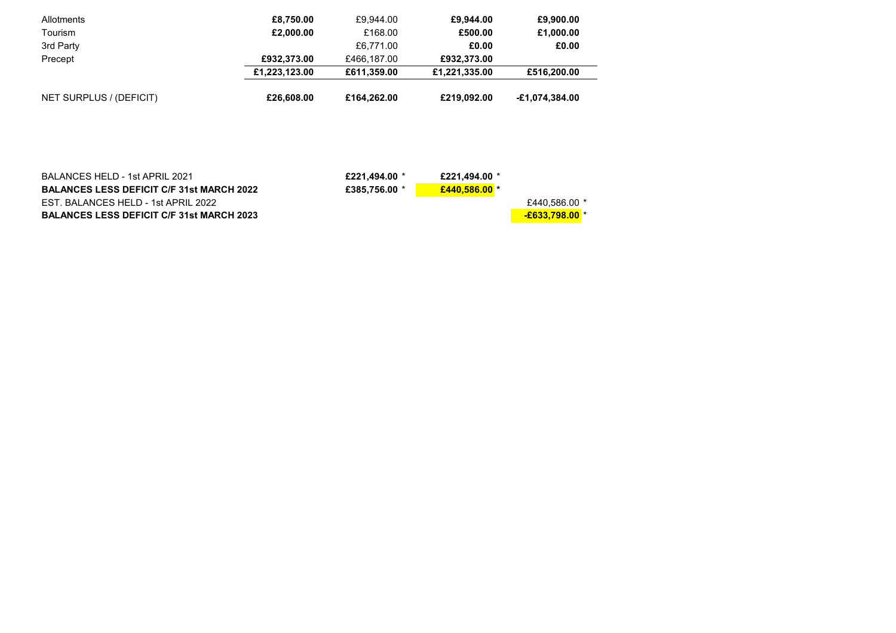| | | | | |
|---|---|---|---|---|
| Allotments | **£8,750.00** | £9,944.00 | **£9,944.00** | **£9,900.00** |
| Tourism | **£2,000.00** | £168.00 | **£500.00** | **£1,000.00** |
| 3rd Party | | £6,771.00 | **£0.00** | **£0.00** |
| Precept | **£932,373.00** | £466,187.00 | **£932,373.00** | |
| | **£1,223,123.00** | **£611,359.00** | **£1,221,335.00** | **£516,200.00** |
| NET SURPLUS / (DEFICIT) | **£26,608.00** | **£164,262.00** | **£219,092.00** | **-£1,074,384.00** |

| | | | |
|---|---|---|---|
| BALANCES HELD - 1st APRIL 2021 | **£221,494.00** * | **£221,494.00** * | |
| **BALANCES LESS DEFICIT C/F 31st MARCH 2022** | **£385,756.00** * | **£440,586.00** * | |
| EST. BALANCES HELD - 1st APRIL 2022 | | | £440,586.00 * |
| **BALANCES LESS DEFICIT C/F 31st MARCH 2023** | | | **-£633,798.00** * |